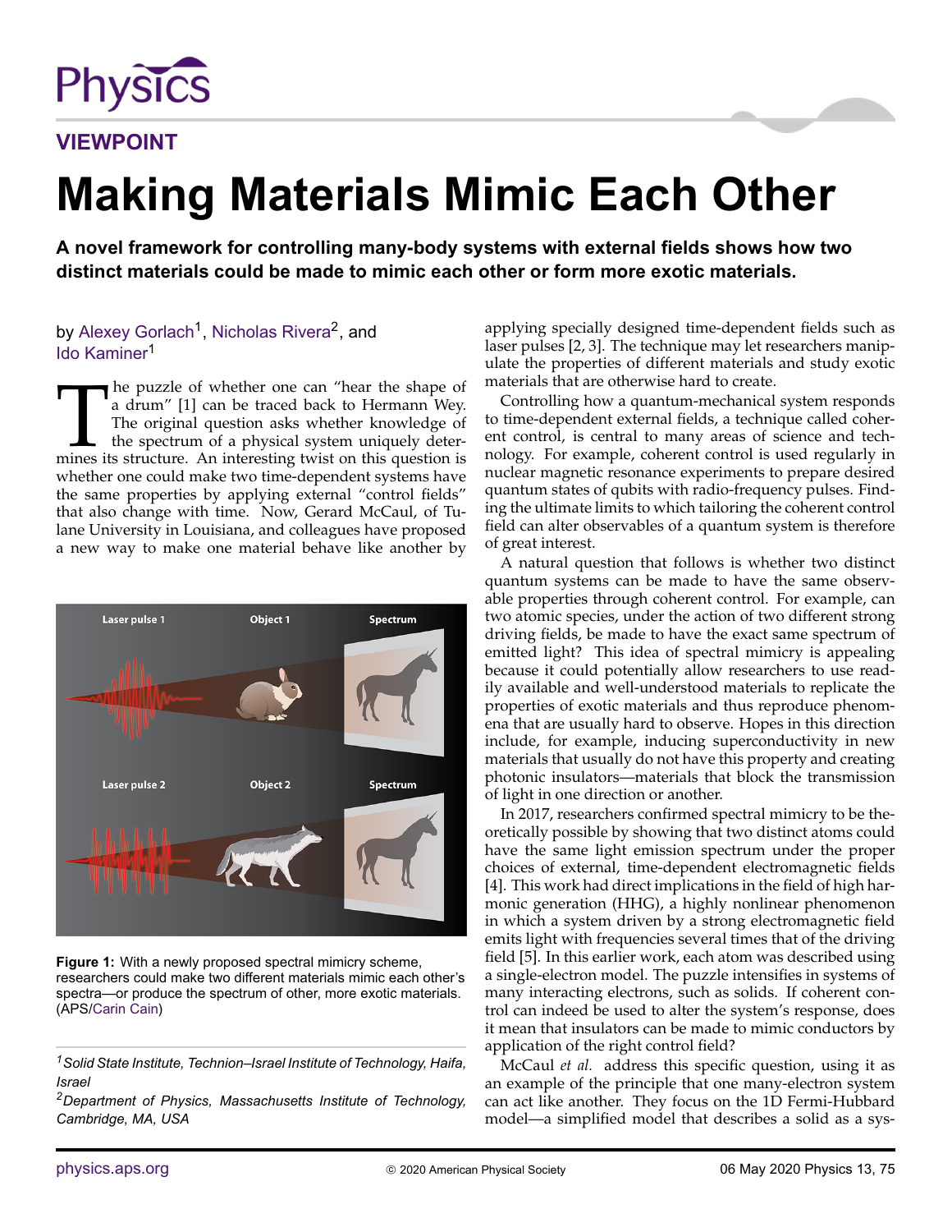# VIEWPOINT

# Making Materials Mimic Each Other

**A novel framework for controlling many-body systems with external fields shows how two distinct materials could be made to mimic each other or form more exotic materials.**

by Alexey Gorlach[1], Nicholas Rivera[2], and Ido Kaminer[1]

The puzzle of whether one can "hear the shape of a drum" [1] can be traced back to Hermann Wey. The original question asks whether knowledge of the spectrum of a physical system uniquely determines its structure. An interesting twist on this question is whether one could make two time-dependent systems have the same properties by applying external "control fields" that also change with time. Now, Gerard McCaul, of Tulane University in Louisiana, and colleagues have proposed a new way to make one material behave like another by applying specially designed time-dependent fields such as laser pulses [2, 3]. The technique may let researchers manipulate the properties of different materials and study exotic materials that are otherwise hard to create.

Figure 1: With a newly proposed spectral mimicry scheme, researchers could make two different materials mimic each other's spectra—or produce the spectrum of other, more exotic materials. (APS/Carin Cain)

Controlling how a quantum-mechanical system responds to time-dependent external fields, a technique called coherent control, is central to many areas of science and technology. For example, coherent control is used regularly in nuclear magnetic resonance experiments to prepare desired quantum states of qubits with radio-frequency pulses. Finding the ultimate limits to which tailoring the coherent control field can alter observables of a quantum system is therefore of great interest.

A natural question that follows is whether two distinct quantum systems can be made to have the same observable properties through coherent control. For example, can two atomic species, under the action of two different strong driving fields, be made to have the exact same spectrum of emitted light? This idea of spectral mimicry is appealing because it could potentially allow researchers to use readily available and well-understood materials to replicate the properties of exotic materials and thus reproduce phenomena that are usually hard to observe. Hopes in this direction include, for example, inducing superconductivity in new materials that usually do not have this property and creating photonic insulators—materials that block the transmission of light in one direction or another.

In 2017, researchers confirmed spectral mimicry to be theoretically possible by showing that two distinct atoms could have the same light emission spectrum under the proper choices of external, time-dependent electromagnetic fields [4]. This work had direct implications in the field of high harmonic generation (HHG), a highly nonlinear phenomenon in which a system driven by a strong electromagnetic field emits light with frequencies several times that of the driving field [5]. In this earlier work, each atom was described using a single-electron model. The puzzle intensifies in systems of many interacting electrons, such as solids. If coherent control can indeed be used to alter the system's response, does it mean that insulators can be made to mimic conductors by application of the right control field?

McCaul *et al.* address this specific question, using it as an example of the principle that one many-electron system can act like another. They focus on the 1D Fermi-Hubbard model—a simplified model that describes a solid as a sys-

[1] Solid State Institute, Technion–Israel Institute of Technology, Haifa, Israel

[2] Department of Physics, Massachusetts Institute of Technology, Cambridge, MA, USA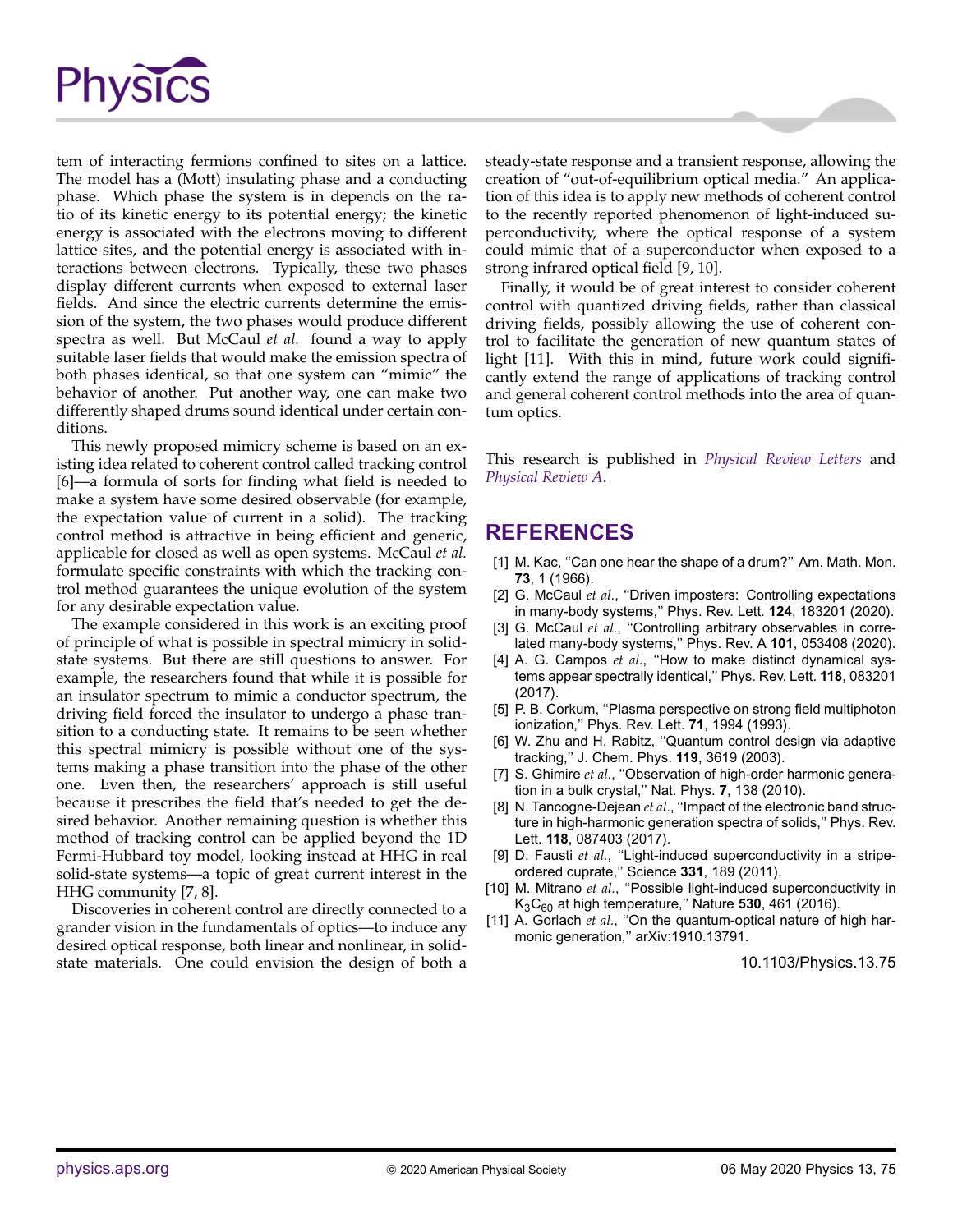tem of interacting fermions confined to sites on a lattice. The model has a (Mott) insulating phase and a conducting phase. Which phase the system is in depends on the ratio of its kinetic energy to its potential energy; the kinetic energy is associated with the electrons moving to different lattice sites, and the potential energy is associated with interactions between electrons. Typically, these two phases display different currents when exposed to external laser fields. And since the electric currents determine the emission of the system, the two phases would produce different spectra as well. But McCaul *et al.* found a way to apply suitable laser fields that would make the emission spectra of both phases identical, so that one system can "mimic" the behavior of another. Put another way, one can make two differently shaped drums sound identical under certain conditions.

This newly proposed mimicry scheme is based on an existing idea related to coherent control called tracking control [6]—a formula of sorts for finding what field is needed to make a system have some desired observable (for example, the expectation value of current in a solid). The tracking control method is attractive in being efficient and generic, applicable for closed as well as open systems. McCaul *et al.* formulate specific constraints with which the tracking control method guarantees the unique evolution of the system for any desirable expectation value.

The example considered in this work is an exciting proof of principle of what is possible in spectral mimicry in solid-state systems. But there are still questions to answer. For example, the researchers found that while it is possible for an insulator spectrum to mimic a conductor spectrum, the driving field forced the insulator to undergo a phase transition to a conducting state. It remains to be seen whether this spectral mimicry is possible without one of the systems making a phase transition into the phase of the other one. Even then, the researchers' approach is still useful because it prescribes the field that's needed to get the desired behavior. Another remaining question is whether this method of tracking control can be applied beyond the 1D Fermi-Hubbard toy model, looking instead at HHG in real solid-state systems—a topic of great current interest in the HHG community [7, 8].

Discoveries in coherent control are directly connected to a grander vision in the fundamentals of optics—to induce any desired optical response, both linear and nonlinear, in solid-state materials. One could envision the design of both a steady-state response and a transient response, allowing the creation of "out-of-equilibrium optical media." An application of this idea is to apply new methods of coherent control to the recently reported phenomenon of light-induced superconductivity, where the optical response of a system could mimic that of a superconductor when exposed to a strong infrared optical field [9, 10].

Finally, it would be of great interest to consider coherent control with quantized driving fields, rather than classical driving fields, possibly allowing the use of coherent control to facilitate the generation of new quantum states of light [11]. With this in mind, future work could significantly extend the range of applications of tracking control and general coherent control methods into the area of quantum optics.

This research is published in *Physical Review Letters* and *Physical Review A*.

## REFERENCES

[1] M. Kac, "Can one hear the shape of a drum?" Am. Math. Mon. **73**, 1 (1966).

[2] G. McCaul *et al.*, "Driven imposters: Controlling expectations in many-body systems," Phys. Rev. Lett. **124**, 183201 (2020).

[3] G. McCaul *et al.*, "Controlling arbitrary observables in correlated many-body systems," Phys. Rev. A **101**, 053408 (2020).

[4] A. G. Campos *et al.*, "How to make distinct dynamical systems appear spectrally identical," Phys. Rev. Lett. **118**, 083201 (2017).

[5] P. B. Corkum, "Plasma perspective on strong field multiphoton ionization," Phys. Rev. Lett. **71**, 1994 (1993).

[6] W. Zhu and H. Rabitz, "Quantum control design via adaptive tracking," J. Chem. Phys. **119**, 3619 (2003).

[7] S. Ghimire *et al.*, "Observation of high-order harmonic generation in a bulk crystal," Nat. Phys. **7**, 138 (2010).

[8] N. Tancogne-Dejean *et al.*, "Impact of the electronic band structure in high-harmonic generation spectra of solids," Phys. Rev. Lett. **118**, 087403 (2017).

[9] D. Fausti *et al.*, "Light-induced superconductivity in a stripe-ordered cuprate," Science **331**, 189 (2011).

[10] M. Mitrano *et al.*, "Possible light-induced superconductivity in $K_3C_{60}$ at high temperature," Nature **530**, 461 (2016).

[11] A. Gorlach *et al.*, "On the quantum-optical nature of high harmonic generation," arXiv:1910.13791.

10.1103/Physics.13.75